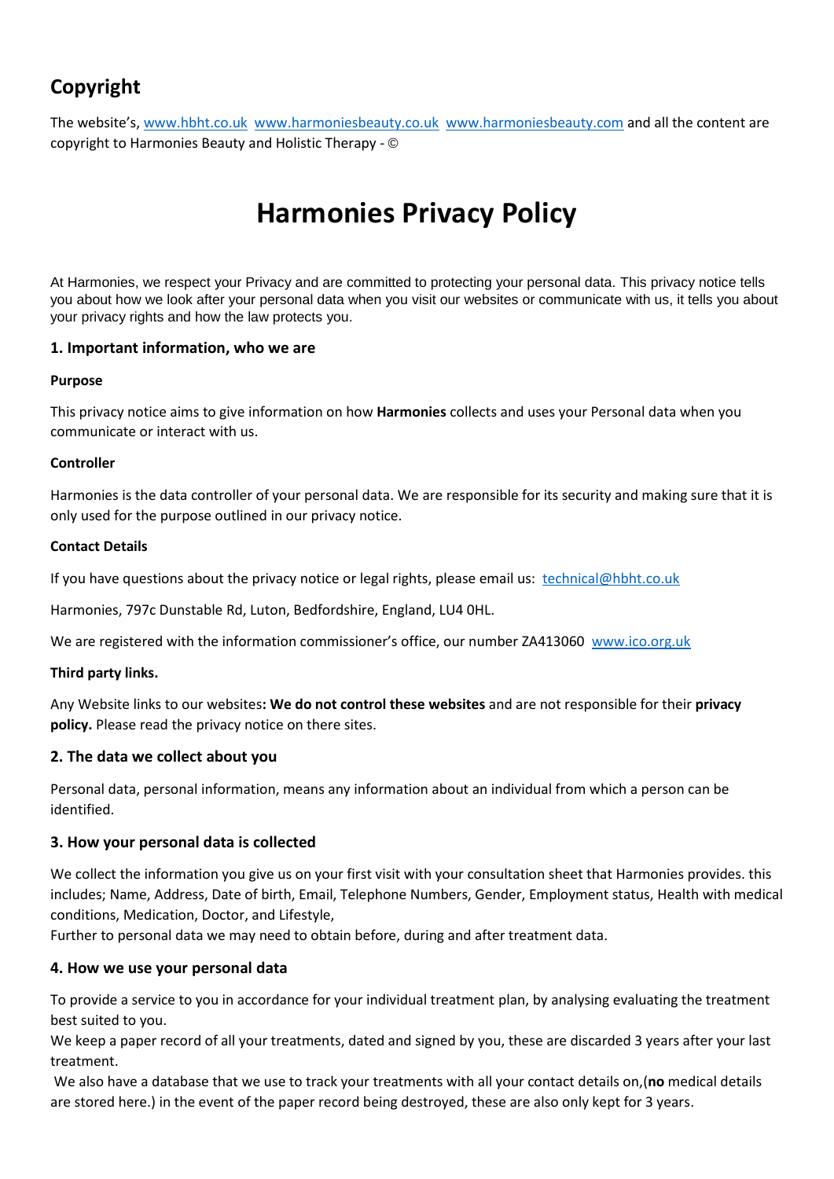## Copyright

The website's, www.hbht.co.uk www.harmoniesbeauty.co.uk www.harmoniesbeauty.com and all the content are copyright to Harmonies Beauty and Holistic Therapy - ©

# Harmonies Privacy Policy

At Harmonies, we respect your Privacy and are committed to protecting your personal data. This privacy notice tells you about how we look after your personal data when you visit our websites or communicate with us, it tells you about your privacy rights and how the law protects you.

### 1. Important information, who we are

**Purpose**

This privacy notice aims to give information on how **Harmonies** collects and uses your Personal data when you communicate or interact with us.

**Controller**

Harmonies is the data controller of your personal data. We are responsible for its security and making sure that it is only used for the purpose outlined in our privacy notice.

**Contact Details**

If you have questions about the privacy notice or legal rights, please email us: technical@hbht.co.uk

Harmonies, 797c Dunstable Rd, Luton, Bedfordshire, England, LU4 0HL.

We are registered with the information commissioner's office, our number ZA413060 www.ico.org.uk

**Third party links.**

Any Website links to our websites**: We do not control these websites** and are not responsible for their **privacy policy.** Please read the privacy notice on there sites.

### 2. The data we collect about you

Personal data, personal information, means any information about an individual from which a person can be identified.

### 3. How your personal data is collected

We collect the information you give us on your first visit with your consultation sheet that Harmonies provides. this includes; Name, Address, Date of birth, Email, Telephone Numbers, Gender, Employment status, Health with medical conditions, Medication, Doctor, and Lifestyle,
Further to personal data we may need to obtain before, during and after treatment data.

### 4. How we use your personal data

To provide a service to you in accordance for your individual treatment plan, by analysing evaluating the treatment best suited to you.
We keep a paper record of all your treatments, dated and signed by you, these are discarded 3 years after your last treatment.
We also have a database that we use to track your treatments with all your contact details on,(**no** medical details are stored here.) in the event of the paper record being destroyed, these are also only kept for 3 years.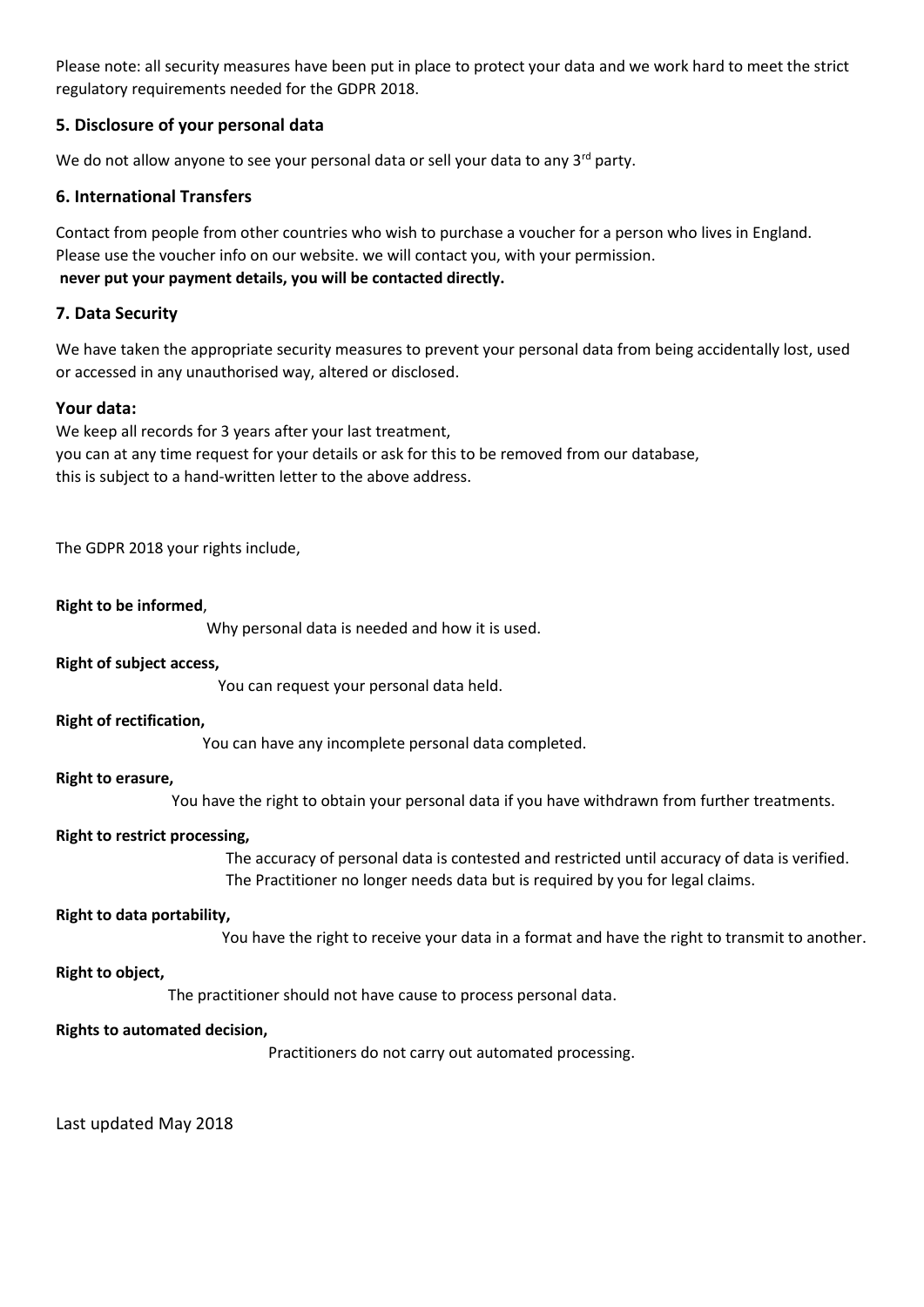Please note: all security measures have been put in place to protect your data and we work hard to meet the strict regulatory requirements needed for the GDPR 2018.

### 5. Disclosure of your personal data

We do not allow anyone to see your personal data or sell your data to any 3rd party.

### 6. International Transfers

Contact from people from other countries who wish to purchase a voucher for a person who lives in England.
Please use the voucher info on our website. we will contact you, with your permission.
**never put your payment details, you will be contacted directly.**

### 7. Data Security

We have taken the appropriate security measures to prevent your personal data from being accidentally lost, used or accessed in any unauthorised way, altered or disclosed.

### Your data:

We keep all records for 3 years after your last treatment,
you can at any time request for your details or ask for this to be removed from our database,
this is subject to a hand-written letter to the above address.

The GDPR 2018 your rights include,

**Right to be informed**,
Why personal data is needed and how it is used.

**Right of subject access,**
You can request your personal data held.

**Right of rectification,**
You can have any incomplete personal data completed.

**Right to erasure,**
You have the right to obtain your personal data if you have withdrawn from further treatments.

**Right to restrict processing,**
The accuracy of personal data is contested and restricted until accuracy of data is verified.
The Practitioner no longer needs data but is required by you for legal claims.

**Right to data portability,**
You have the right to receive your data in a format and have the right to transmit to another.

**Right to object,**
The practitioner should not have cause to process personal data.

**Rights to automated decision,**
Practitioners do not carry out automated processing.

Last updated May 2018